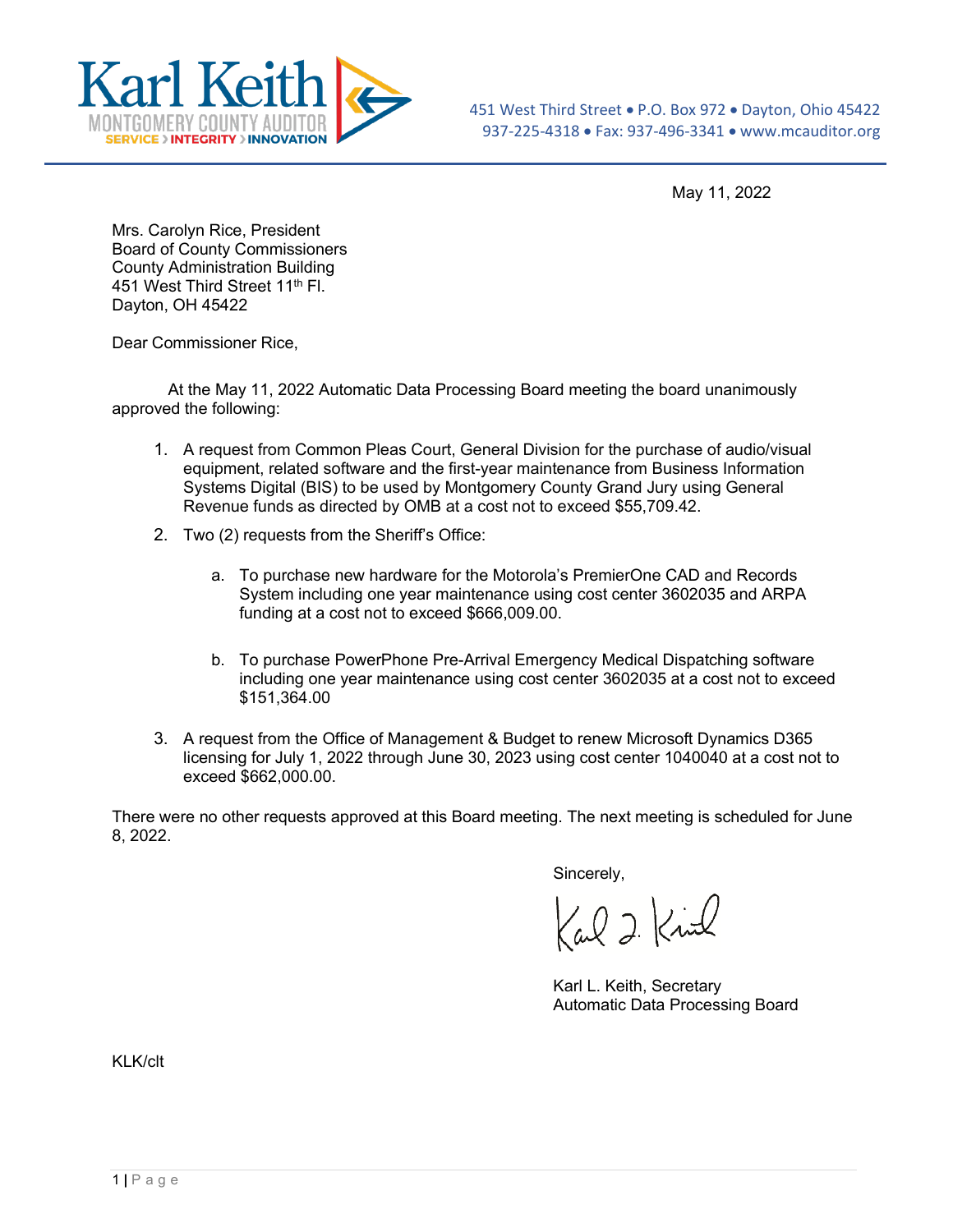Karl Keith
MONTGOMERY COUNTY AUDITOR
SERVICE › INTEGRITY › INNOVATION

451 West Third Street • P.O. Box 972 • Dayton, Ohio 45422
937-225-4318 • Fax: 937-496-3341 • www.mcauditor.org

May 11, 2022

Mrs. Carolyn Rice, President
Board of County Commissioners
County Administration Building
451 West Third Street 11th Fl.
Dayton, OH 45422

Dear Commissioner Rice,

At the May 11, 2022 Automatic Data Processing Board meeting the board unanimously approved the following:

1. A request from Common Pleas Court, General Division for the purchase of audio/visual equipment, related software and the first-year maintenance from Business Information Systems Digital (BIS) to be used by Montgomery County Grand Jury using General Revenue funds as directed by OMB at a cost not to exceed $55,709.42.
2. Two (2) requests from the Sheriff's Office:
   a. To purchase new hardware for the Motorola's PremierOne CAD and Records System including one year maintenance using cost center 3602035 and ARPA funding at a cost not to exceed $666,009.00.
   b. To purchase PowerPhone Pre-Arrival Emergency Medical Dispatching software including one year maintenance using cost center 3602035 at a cost not to exceed $151,364.00
3. A request from the Office of Management & Budget to renew Microsoft Dynamics D365 licensing for July 1, 2022 through June 30, 2023 using cost center 1040040 at a cost not to exceed $662,000.00.

There were no other requests approved at this Board meeting. The next meeting is scheduled for June 8, 2022.

Sincerely,

Karl L. Keith, Secretary
Automatic Data Processing Board

KLK/clt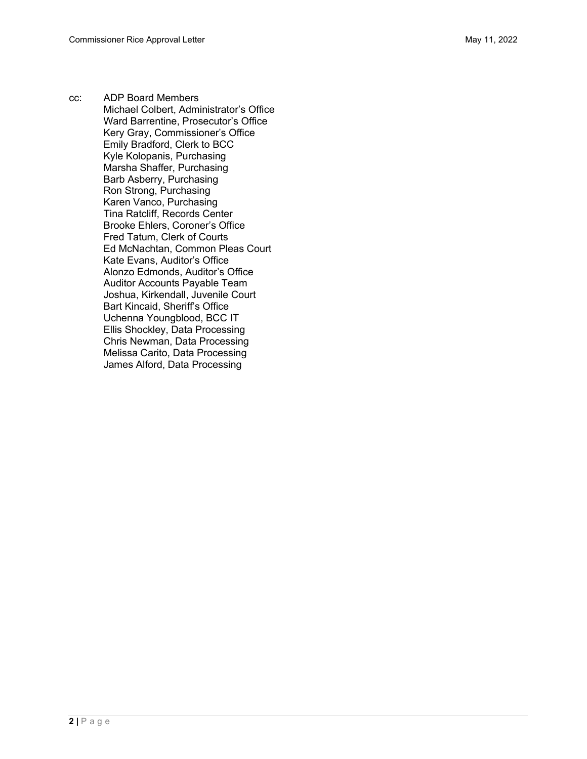cc: ADP Board Members
Michael Colbert, Administrator's Office
Ward Barrentine, Prosecutor's Office
Kery Gray, Commissioner's Office
Emily Bradford, Clerk to BCC
Kyle Kolopanis, Purchasing
Marsha Shaffer, Purchasing
Barb Asberry, Purchasing
Ron Strong, Purchasing
Karen Vanco, Purchasing
Tina Ratcliff, Records Center
Brooke Ehlers, Coroner's Office
Fred Tatum, Clerk of Courts
Ed McNachtan, Common Pleas Court
Kate Evans, Auditor's Office
Alonzo Edmonds, Auditor's Office
Auditor Accounts Payable Team
Joshua, Kirkendall, Juvenile Court
Bart Kincaid, Sheriff's Office
Uchenna Youngblood, BCC IT
Ellis Shockley, Data Processing
Chris Newman, Data Processing
Melissa Carito, Data Processing
James Alford, Data Processing